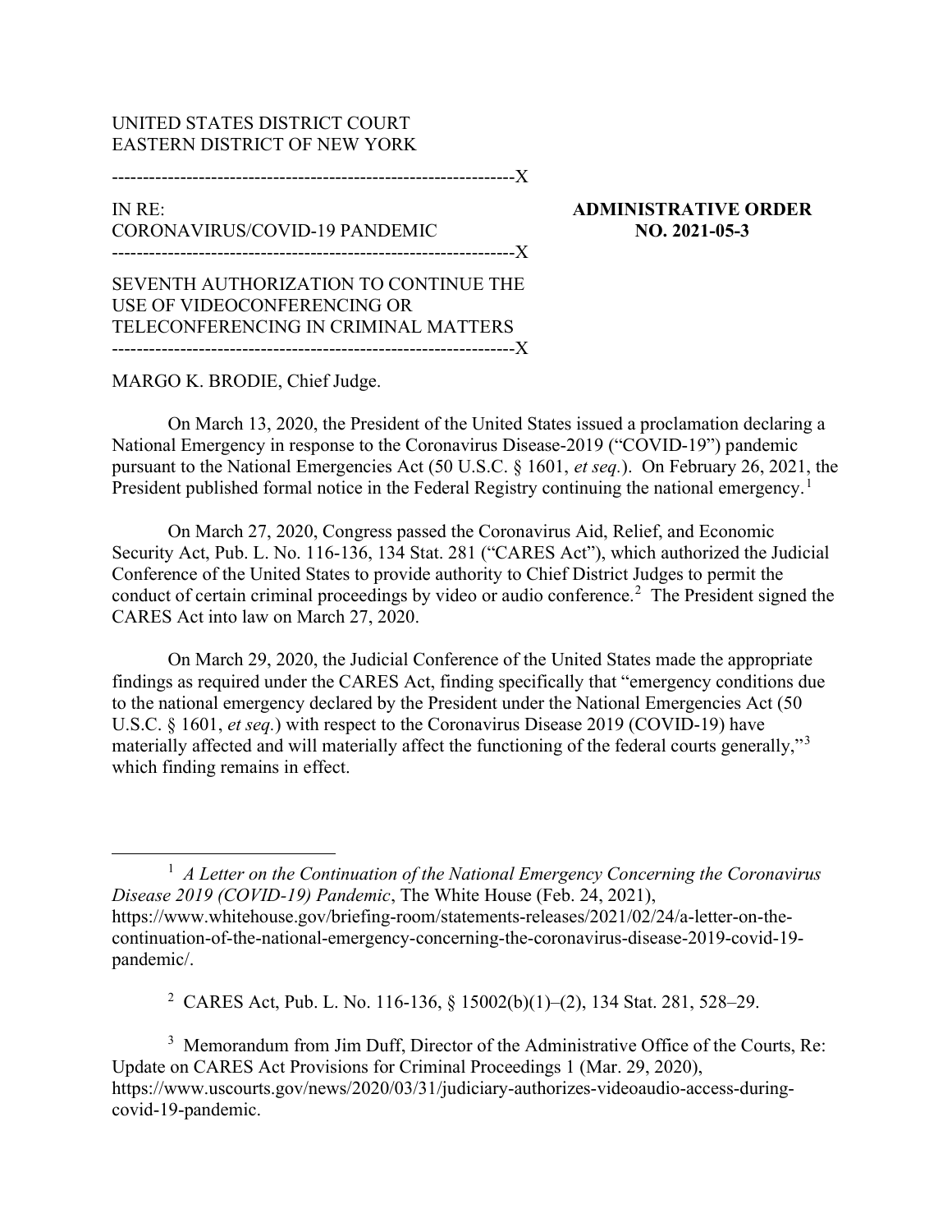UNITED STATES DISTRICT COURT
EASTERN DISTRICT OF NEW YORK

---

IN RE:
CORONAVIRUS/COVID-19 PANDEMIC

**ADMINISTRATIVE ORDER NO. 2021-05-3**

---

SEVENTH AUTHORIZATION TO CONTINUE THE USE OF VIDEOCONFERENCING OR TELECONFERENCING IN CRIMINAL MATTERS

---

MARGO K. BRODIE, Chief Judge.

On March 13, 2020, the President of the United States issued a proclamation declaring a National Emergency in response to the Coronavirus Disease-2019 ("COVID-19") pandemic pursuant to the National Emergencies Act (50 U.S.C. § 1601, *et seq.*). On February 26, 2021, the President published formal notice in the Federal Registry continuing the national emergency.[1]

On March 27, 2020, Congress passed the Coronavirus Aid, Relief, and Economic Security Act, Pub. L. No. 116-136, 134 Stat. 281 ("CARES Act"), which authorized the Judicial Conference of the United States to provide authority to Chief District Judges to permit the conduct of certain criminal proceedings by video or audio conference.[2] The President signed the CARES Act into law on March 27, 2020.

On March 29, 2020, the Judicial Conference of the United States made the appropriate findings as required under the CARES Act, finding specifically that "emergency conditions due to the national emergency declared by the President under the National Emergencies Act (50 U.S.C. § 1601, *et seq.*) with respect to the Coronavirus Disease 2019 (COVID-19) have materially affected and will materially affect the functioning of the federal courts generally,"[3] which finding remains in effect.

---

[1] *A Letter on the Continuation of the National Emergency Concerning the Coronavirus Disease 2019 (COVID-19) Pandemic*, The White House (Feb. 24, 2021), https://www.whitehouse.gov/briefing-room/statements-releases/2021/02/24/a-letter-on-the-continuation-of-the-national-emergency-concerning-the-coronavirus-disease-2019-covid-19-pandemic/.

[2] CARES Act, Pub. L. No. 116-136, § 15002(b)(1)–(2), 134 Stat. 281, 528–29.

[3] Memorandum from Jim Duff, Director of the Administrative Office of the Courts, Re: Update on CARES Act Provisions for Criminal Proceedings 1 (Mar. 29, 2020), https://www.uscourts.gov/news/2020/03/31/judiciary-authorizes-videoaudio-access-during-covid-19-pandemic.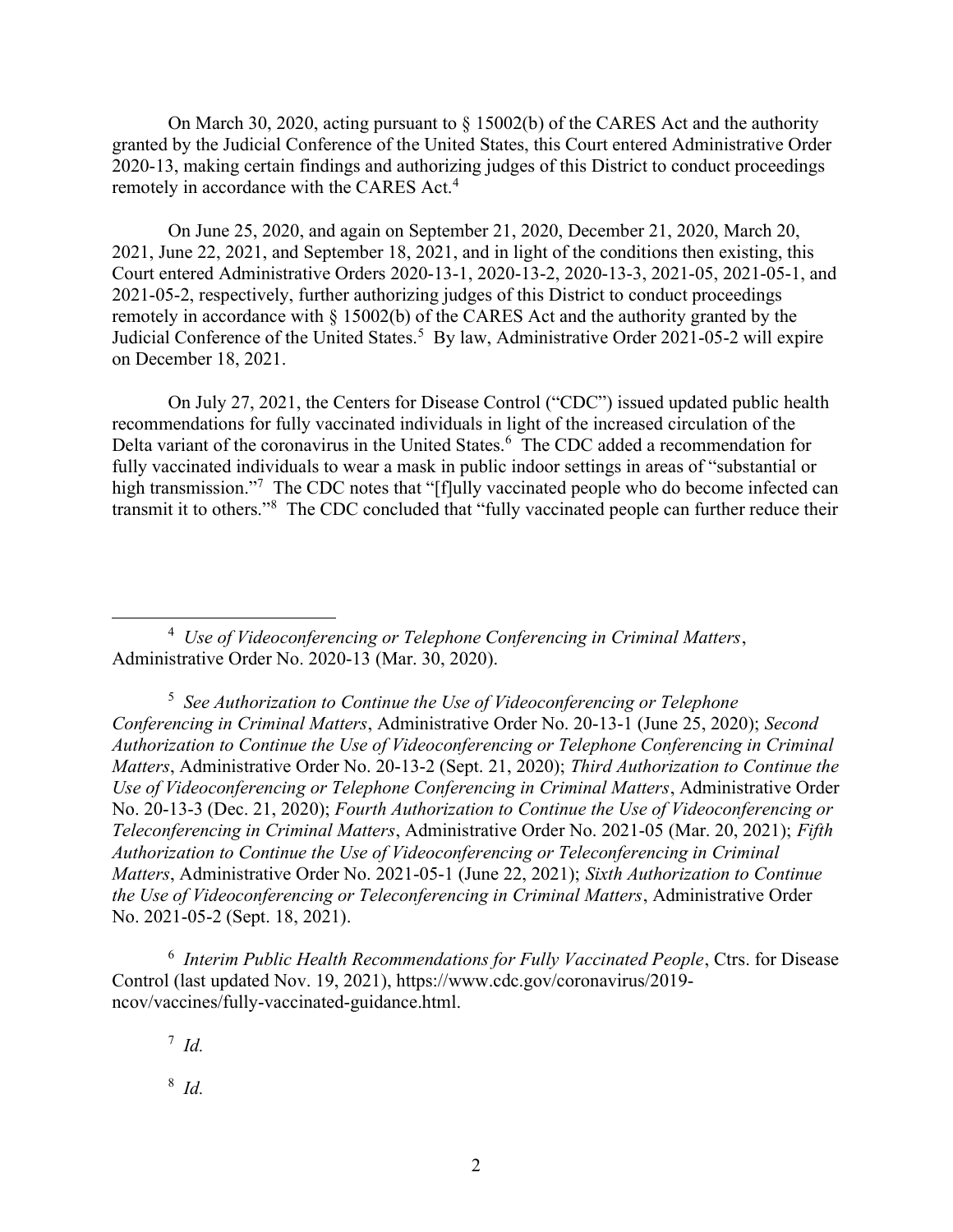On March 30, 2020, acting pursuant to § 15002(b) of the CARES Act and the authority granted by the Judicial Conference of the United States, this Court entered Administrative Order 2020-13, making certain findings and authorizing judges of this District to conduct proceedings remotely in accordance with the CARES Act.[4]

On June 25, 2020, and again on September 21, 2020, December 21, 2020, March 20, 2021, June 22, 2021, and September 18, 2021, and in light of the conditions then existing, this Court entered Administrative Orders 2020-13-1, 2020-13-2, 2020-13-3, 2021-05, 2021-05-1, and 2021-05-2, respectively, further authorizing judges of this District to conduct proceedings remotely in accordance with § 15002(b) of the CARES Act and the authority granted by the Judicial Conference of the United States.[5] By law, Administrative Order 2021-05-2 will expire on December 18, 2021.

On July 27, 2021, the Centers for Disease Control ("CDC") issued updated public health recommendations for fully vaccinated individuals in light of the increased circulation of the Delta variant of the coronavirus in the United States.[6] The CDC added a recommendation for fully vaccinated individuals to wear a mask in public indoor settings in areas of "substantial or high transmission."[7] The CDC notes that "[f]ully vaccinated people who do become infected can transmit it to others."[8] The CDC concluded that "fully vaccinated people can further reduce their

---

[4] *Use of Videoconferencing or Telephone Conferencing in Criminal Matters*, Administrative Order No. 2020-13 (Mar. 30, 2020).

[5] *See Authorization to Continue the Use of Videoconferencing or Telephone Conferencing in Criminal Matters*, Administrative Order No. 20-13-1 (June 25, 2020); *Second Authorization to Continue the Use of Videoconferencing or Telephone Conferencing in Criminal Matters*, Administrative Order No. 20-13-2 (Sept. 21, 2020); *Third Authorization to Continue the Use of Videoconferencing or Telephone Conferencing in Criminal Matters*, Administrative Order No. 20-13-3 (Dec. 21, 2020); *Fourth Authorization to Continue the Use of Videoconferencing or Teleconferencing in Criminal Matters*, Administrative Order No. 2021-05 (Mar. 20, 2021); *Fifth Authorization to Continue the Use of Videoconferencing or Teleconferencing in Criminal Matters*, Administrative Order No. 2021-05-1 (June 22, 2021); *Sixth Authorization to Continue the Use of Videoconferencing or Teleconferencing in Criminal Matters*, Administrative Order No. 2021-05-2 (Sept. 18, 2021).

[6] *Interim Public Health Recommendations for Fully Vaccinated People*, Ctrs. for Disease Control (last updated Nov. 19, 2021), https://www.cdc.gov/coronavirus/2019-ncov/vaccines/fully-vaccinated-guidance.html.

[7] *Id.*

[8] *Id.*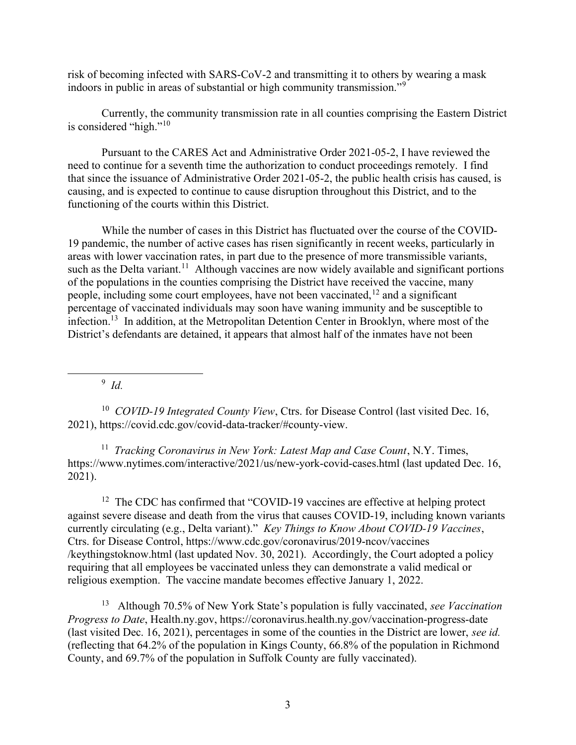risk of becoming infected with SARS-CoV-2 and transmitting it to others by wearing a mask indoors in public in areas of substantial or high community transmission."[9]

Currently, the community transmission rate in all counties comprising the Eastern District is considered "high."[10]

Pursuant to the CARES Act and Administrative Order 2021-05-2, I have reviewed the need to continue for a seventh time the authorization to conduct proceedings remotely. I find that since the issuance of Administrative Order 2021-05-2, the public health crisis has caused, is causing, and is expected to continue to cause disruption throughout this District, and to the functioning of the courts within this District.

While the number of cases in this District has fluctuated over the course of the COVID-19 pandemic, the number of active cases has risen significantly in recent weeks, particularly in areas with lower vaccination rates, in part due to the presence of more transmissible variants, such as the Delta variant.[11] Although vaccines are now widely available and significant portions of the populations in the counties comprising the District have received the vaccine, many people, including some court employees, have not been vaccinated,[12] and a significant percentage of vaccinated individuals may soon have waning immunity and be susceptible to infection.[13] In addition, at the Metropolitan Detention Center in Brooklyn, where most of the District's defendants are detained, it appears that almost half of the inmates have not been

---

[9] *Id.*

[10] *COVID-19 Integrated County View*, Ctrs. for Disease Control (last visited Dec. 16, 2021), https://covid.cdc.gov/covid-data-tracker/#county-view.

[11] *Tracking Coronavirus in New York: Latest Map and Case Count*, N.Y. Times, https://www.nytimes.com/interactive/2021/us/new-york-covid-cases.html (last updated Dec. 16, 2021).

[12] The CDC has confirmed that "COVID-19 vaccines are effective at helping protect against severe disease and death from the virus that causes COVID-19, including known variants currently circulating (e.g., Delta variant)." *Key Things to Know About COVID-19 Vaccines*, Ctrs. for Disease Control, https://www.cdc.gov/coronavirus/2019-ncov/vaccines /keythingstoknow.html (last updated Nov. 30, 2021). Accordingly, the Court adopted a policy requiring that all employees be vaccinated unless they can demonstrate a valid medical or religious exemption. The vaccine mandate becomes effective January 1, 2022.

[13] Although 70.5% of New York State's population is fully vaccinated, *see Vaccination Progress to Date*, Health.ny.gov, https://coronavirus.health.ny.gov/vaccination-progress-date (last visited Dec. 16, 2021), percentages in some of the counties in the District are lower, *see id.* (reflecting that 64.2% of the population in Kings County, 66.8% of the population in Richmond County, and 69.7% of the population in Suffolk County are fully vaccinated).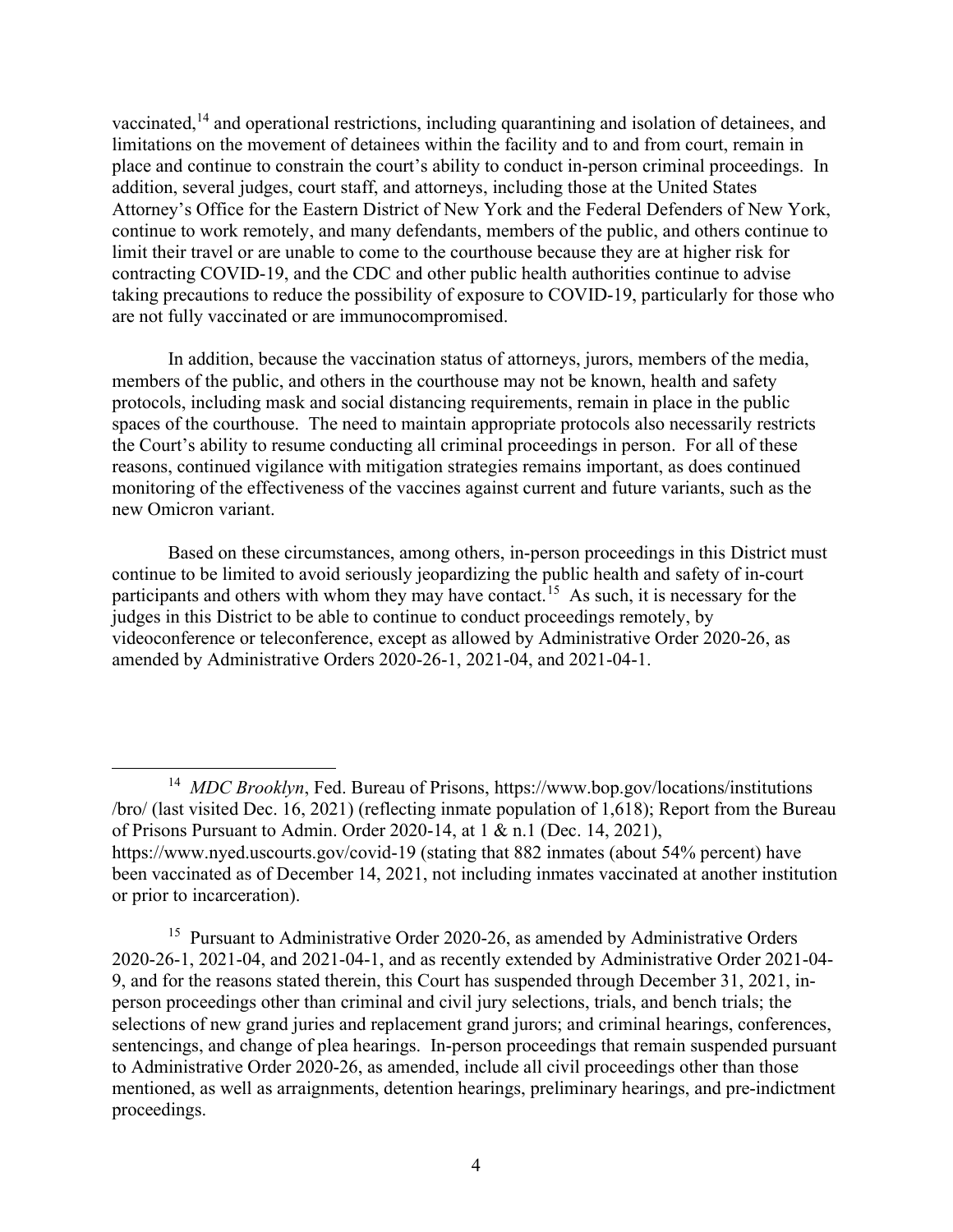vaccinated,[14] and operational restrictions, including quarantining and isolation of detainees, and limitations on the movement of detainees within the facility and to and from court, remain in place and continue to constrain the court's ability to conduct in-person criminal proceedings. In addition, several judges, court staff, and attorneys, including those at the United States Attorney's Office for the Eastern District of New York and the Federal Defenders of New York, continue to work remotely, and many defendants, members of the public, and others continue to limit their travel or are unable to come to the courthouse because they are at higher risk for contracting COVID-19, and the CDC and other public health authorities continue to advise taking precautions to reduce the possibility of exposure to COVID-19, particularly for those who are not fully vaccinated or are immunocompromised.

In addition, because the vaccination status of attorneys, jurors, members of the media, members of the public, and others in the courthouse may not be known, health and safety protocols, including mask and social distancing requirements, remain in place in the public spaces of the courthouse. The need to maintain appropriate protocols also necessarily restricts the Court's ability to resume conducting all criminal proceedings in person. For all of these reasons, continued vigilance with mitigation strategies remains important, as does continued monitoring of the effectiveness of the vaccines against current and future variants, such as the new Omicron variant.

Based on these circumstances, among others, in-person proceedings in this District must continue to be limited to avoid seriously jeopardizing the public health and safety of in-court participants and others with whom they may have contact.[15] As such, it is necessary for the judges in this District to be able to continue to conduct proceedings remotely, by videoconference or teleconference, except as allowed by Administrative Order 2020-26, as amended by Administrative Orders 2020-26-1, 2021-04, and 2021-04-1.

---

[14] *MDC Brooklyn*, Fed. Bureau of Prisons, https://www.bop.gov/locations/institutions/bro/ (last visited Dec. 16, 2021) (reflecting inmate population of 1,618); Report from the Bureau of Prisons Pursuant to Admin. Order 2020-14, at 1 & n.1 (Dec. 14, 2021), https://www.nyed.uscourts.gov/covid-19 (stating that 882 inmates (about 54% percent) have been vaccinated as of December 14, 2021, not including inmates vaccinated at another institution or prior to incarceration).

[15] Pursuant to Administrative Order 2020-26, as amended by Administrative Orders 2020-26-1, 2021-04, and 2021-04-1, and as recently extended by Administrative Order 2021-04-9, and for the reasons stated therein, this Court has suspended through December 31, 2021, in-person proceedings other than criminal and civil jury selections, trials, and bench trials; the selections of new grand juries and replacement grand jurors; and criminal hearings, conferences, sentencings, and change of plea hearings. In-person proceedings that remain suspended pursuant to Administrative Order 2020-26, as amended, include all civil proceedings other than those mentioned, as well as arraignments, detention hearings, preliminary hearings, and pre-indictment proceedings.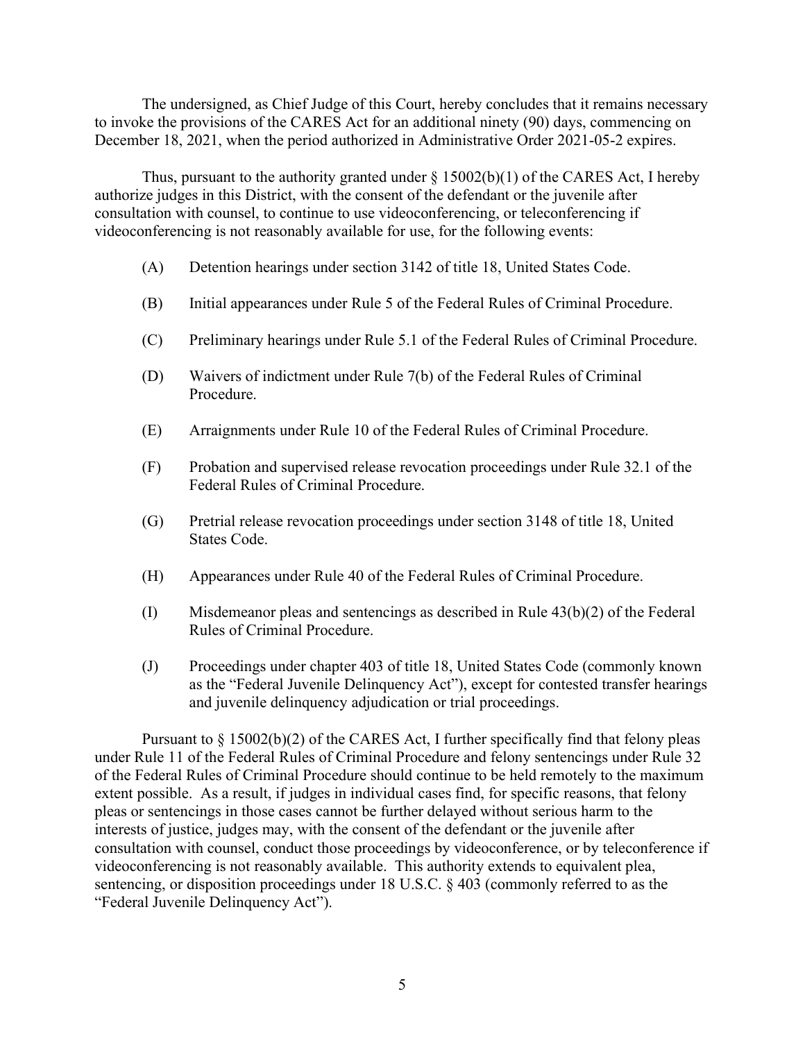The undersigned, as Chief Judge of this Court, hereby concludes that it remains necessary to invoke the provisions of the CARES Act for an additional ninety (90) days, commencing on December 18, 2021, when the period authorized in Administrative Order 2021-05-2 expires.

Thus, pursuant to the authority granted under § 15002(b)(1) of the CARES Act, I hereby authorize judges in this District, with the consent of the defendant or the juvenile after consultation with counsel, to continue to use videoconferencing, or teleconferencing if videoconferencing is not reasonably available for use, for the following events:

(A) Detention hearings under section 3142 of title 18, United States Code.

(B) Initial appearances under Rule 5 of the Federal Rules of Criminal Procedure.

(C) Preliminary hearings under Rule 5.1 of the Federal Rules of Criminal Procedure.

(D) Waivers of indictment under Rule 7(b) of the Federal Rules of Criminal Procedure.

(E) Arraignments under Rule 10 of the Federal Rules of Criminal Procedure.

(F) Probation and supervised release revocation proceedings under Rule 32.1 of the Federal Rules of Criminal Procedure.

(G) Pretrial release revocation proceedings under section 3148 of title 18, United States Code.

(H) Appearances under Rule 40 of the Federal Rules of Criminal Procedure.

(I) Misdemeanor pleas and sentencings as described in Rule 43(b)(2) of the Federal Rules of Criminal Procedure.

(J) Proceedings under chapter 403 of title 18, United States Code (commonly known as the "Federal Juvenile Delinquency Act"), except for contested transfer hearings and juvenile delinquency adjudication or trial proceedings.

Pursuant to § 15002(b)(2) of the CARES Act, I further specifically find that felony pleas under Rule 11 of the Federal Rules of Criminal Procedure and felony sentencings under Rule 32 of the Federal Rules of Criminal Procedure should continue to be held remotely to the maximum extent possible. As a result, if judges in individual cases find, for specific reasons, that felony pleas or sentencings in those cases cannot be further delayed without serious harm to the interests of justice, judges may, with the consent of the defendant or the juvenile after consultation with counsel, conduct those proceedings by videoconference, or by teleconference if videoconferencing is not reasonably available. This authority extends to equivalent plea, sentencing, or disposition proceedings under 18 U.S.C. § 403 (commonly referred to as the "Federal Juvenile Delinquency Act").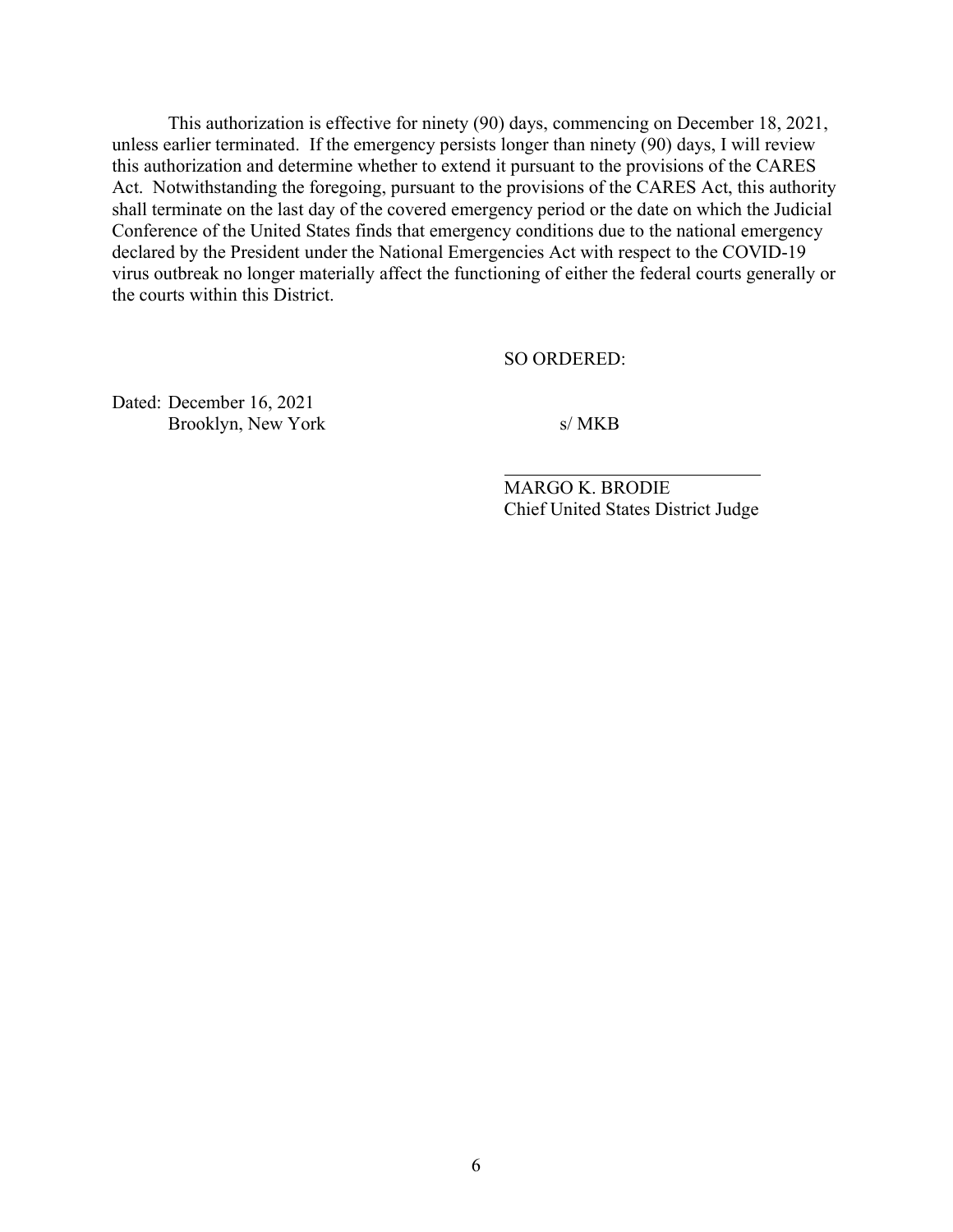This authorization is effective for ninety (90) days, commencing on December 18, 2021, unless earlier terminated. If the emergency persists longer than ninety (90) days, I will review this authorization and determine whether to extend it pursuant to the provisions of the CARES Act. Notwithstanding the foregoing, pursuant to the provisions of the CARES Act, this authority shall terminate on the last day of the covered emergency period or the date on which the Judicial Conference of the United States finds that emergency conditions due to the national emergency declared by the President under the National Emergencies Act with respect to the COVID-19 virus outbreak no longer materially affect the functioning of either the federal courts generally or the courts within this District.

SO ORDERED:

Dated: December 16, 2021
Brooklyn, New York

s/ MKB

MARGO K. BRODIE
Chief United States District Judge